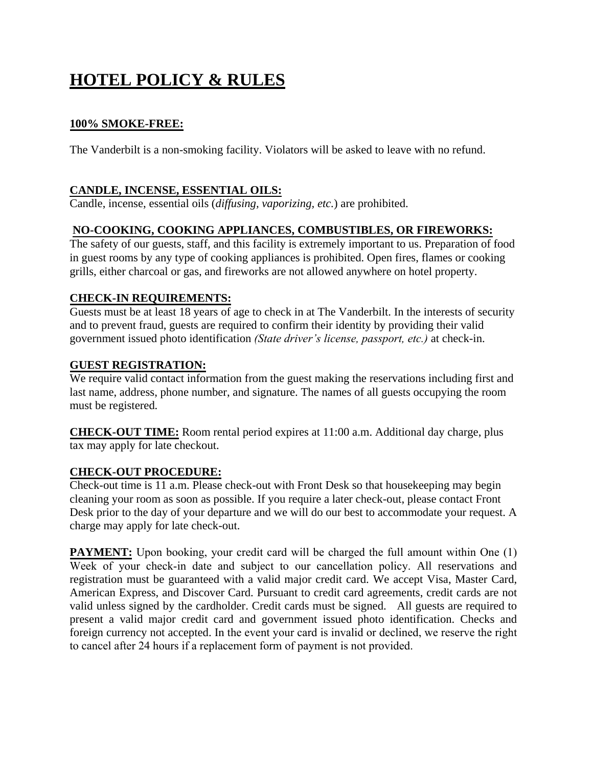# HOTEL POLICY & RULES

**100% SMOKE-FREE:**

The Vanderbilt is a non-smoking facility. Violators will be asked to leave with no refund.

**CANDLE, INCENSE, ESSENTIAL OILS:**

Candle, incense, essential oils (*diffusing, vaporizing, etc.*) are prohibited.

**NO-COOKING, COOKING APPLIANCES, COMBUSTIBLES, OR FIREWORKS:**

The safety of our guests, staff, and this facility is extremely important to us. Preparation of food in guest rooms by any type of cooking appliances is prohibited. Open fires, flames or cooking grills, either charcoal or gas, and fireworks are not allowed anywhere on hotel property.

**CHECK-IN REQUIREMENTS:**

Guests must be at least 18 years of age to check in at The Vanderbilt. In the interests of security and to prevent fraud, guests are required to confirm their identity by providing their valid government issued photo identification *(State driver's license, passport, etc.)* at check-in.

**GUEST REGISTRATION:**

We require valid contact information from the guest making the reservations including first and last name, address, phone number, and signature. The names of all guests occupying the room must be registered.

**CHECK-OUT TIME:** Room rental period expires at 11:00 a.m. Additional day charge, plus tax may apply for late checkout.

**CHECK-OUT PROCEDURE:**

Check-out time is 11 a.m. Please check-out with Front Desk so that housekeeping may begin cleaning your room as soon as possible. If you require a later check-out, please contact Front Desk prior to the day of your departure and we will do our best to accommodate your request. A charge may apply for late check-out.

**PAYMENT:** Upon booking, your credit card will be charged the full amount within One (1) Week of your check-in date and subject to our cancellation policy. All reservations and registration must be guaranteed with a valid major credit card. We accept Visa, Master Card, American Express, and Discover Card. Pursuant to credit card agreements, credit cards are not valid unless signed by the cardholder. Credit cards must be signed. All guests are required to present a valid major credit card and government issued photo identification. Checks and foreign currency not accepted. In the event your card is invalid or declined, we reserve the right to cancel after 24 hours if a replacement form of payment is not provided.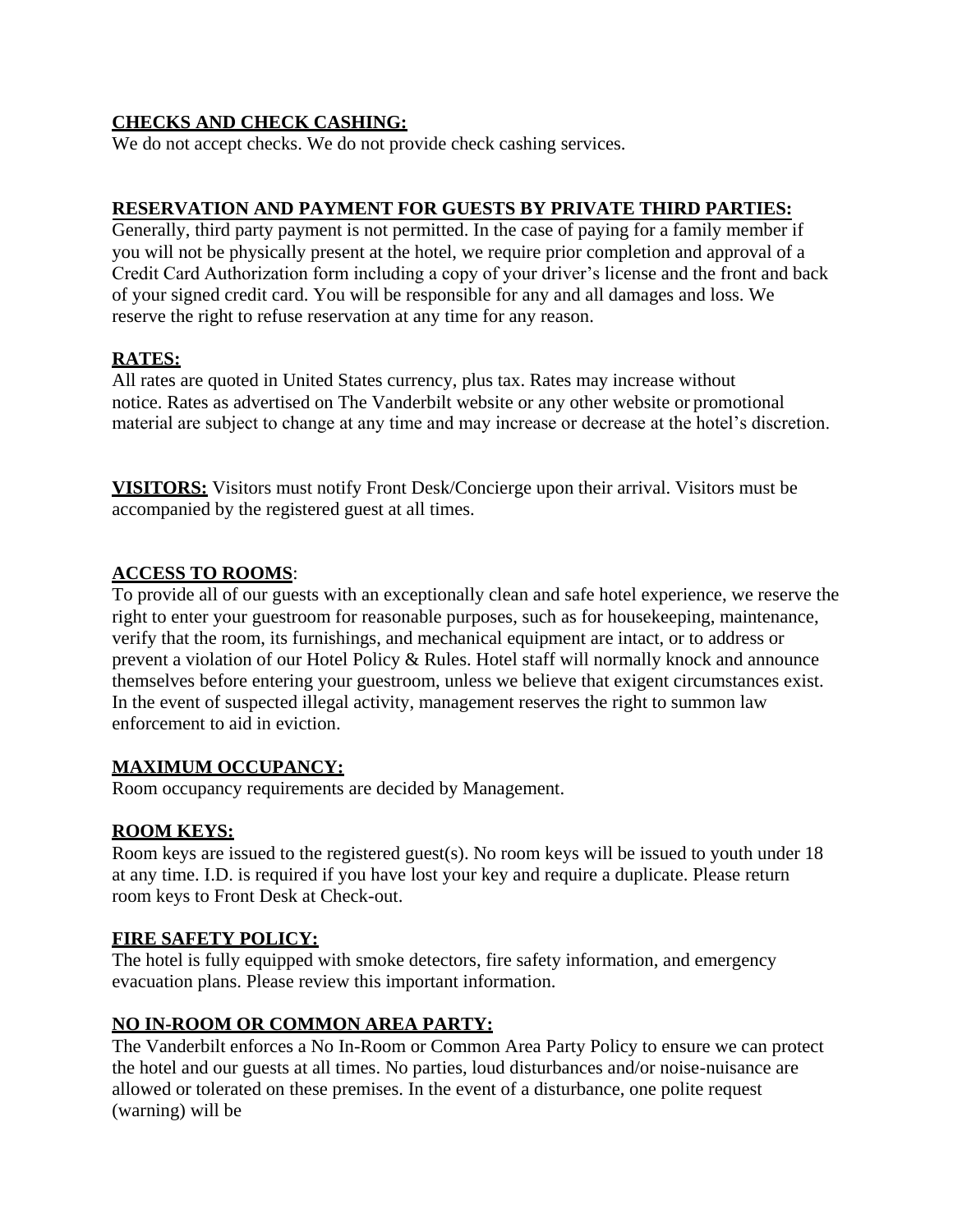**CHECKS AND CHECK CASHING:**

We do not accept checks. We do not provide check cashing services.

**RESERVATION AND PAYMENT FOR GUESTS BY PRIVATE THIRD PARTIES:**

Generally, third party payment is not permitted. In the case of paying for a family member if you will not be physically present at the hotel, we require prior completion and approval of a Credit Card Authorization form including a copy of your driver's license and the front and back of your signed credit card. You will be responsible for any and all damages and loss. We reserve the right to refuse reservation at any time for any reason.

**RATES:**

All rates are quoted in United States currency, plus tax. Rates may increase without notice. Rates as advertised on The Vanderbilt website or any other website or promotional material are subject to change at any time and may increase or decrease at the hotel's discretion.

**VISITORS:** Visitors must notify Front Desk/Concierge upon their arrival. Visitors must be accompanied by the registered guest at all times.

**ACCESS TO ROOMS**:

To provide all of our guests with an exceptionally clean and safe hotel experience, we reserve the right to enter your guestroom for reasonable purposes, such as for housekeeping, maintenance, verify that the room, its furnishings, and mechanical equipment are intact, or to address or prevent a violation of our Hotel Policy & Rules. Hotel staff will normally knock and announce themselves before entering your guestroom, unless we believe that exigent circumstances exist. In the event of suspected illegal activity, management reserves the right to summon law enforcement to aid in eviction.

**MAXIMUM OCCUPANCY:**

Room occupancy requirements are decided by Management.

**ROOM KEYS:**

Room keys are issued to the registered guest(s). No room keys will be issued to youth under 18 at any time. I.D. is required if you have lost your key and require a duplicate. Please return room keys to Front Desk at Check-out.

**FIRE SAFETY POLICY:**

The hotel is fully equipped with smoke detectors, fire safety information, and emergency evacuation plans. Please review this important information.

**NO IN-ROOM OR COMMON AREA PARTY:**

The Vanderbilt enforces a No In-Room or Common Area Party Policy to ensure we can protect the hotel and our guests at all times. No parties, loud disturbances and/or noise-nuisance are allowed or tolerated on these premises. In the event of a disturbance, one polite request (warning) will be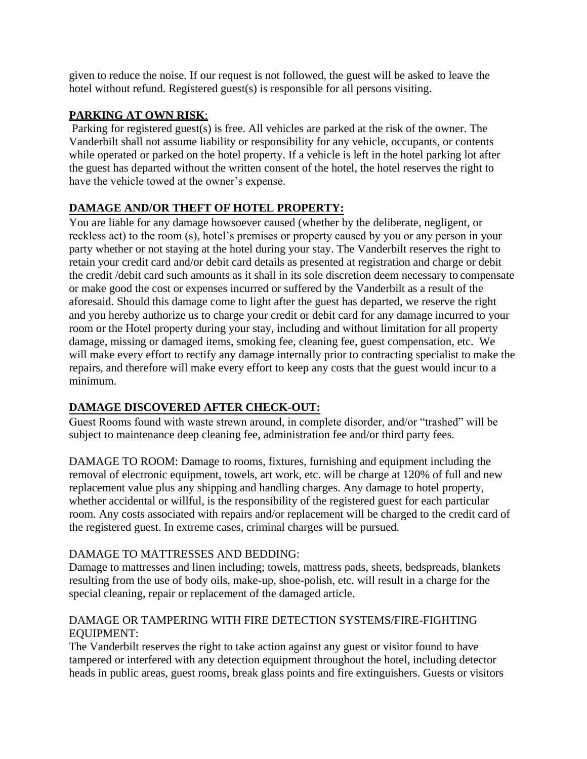given to reduce the noise. If our request is not followed, the guest will be asked to leave the hotel without refund. Registered guest(s) is responsible for all persons visiting.

**PARKING AT OWN RISK**:

Parking for registered guest(s) is free. All vehicles are parked at the risk of the owner. The Vanderbilt shall not assume liability or responsibility for any vehicle, occupants, or contents while operated or parked on the hotel property. If a vehicle is left in the hotel parking lot after the guest has departed without the written consent of the hotel, the hotel reserves the right to have the vehicle towed at the owner's expense.

**DAMAGE AND/OR THEFT OF HOTEL PROPERTY:**

You are liable for any damage howsoever caused (whether by the deliberate, negligent, or reckless act) to the room (s), hotel's premises or property caused by you or any person in your party whether or not staying at the hotel during your stay. The Vanderbilt reserves the right to retain your credit card and/or debit card details as presented at registration and charge or debit the credit /debit card such amounts as it shall in its sole discretion deem necessary to compensate or make good the cost or expenses incurred or suffered by the Vanderbilt as a result of the aforesaid. Should this damage come to light after the guest has departed, we reserve the right and you hereby authorize us to charge your credit or debit card for any damage incurred to your room or the Hotel property during your stay, including and without limitation for all property damage, missing or damaged items, smoking fee, cleaning fee, guest compensation, etc. We will make every effort to rectify any damage internally prior to contracting specialist to make the repairs, and therefore will make every effort to keep any costs that the guest would incur to a minimum.

**DAMAGE DISCOVERED AFTER CHECK-OUT:**

Guest Rooms found with waste strewn around, in complete disorder, and/or "trashed" will be subject to maintenance deep cleaning fee, administration fee and/or third party fees.

DAMAGE TO ROOM: Damage to rooms, fixtures, furnishing and equipment including the removal of electronic equipment, towels, art work, etc. will be charge at 120% of full and new replacement value plus any shipping and handling charges. Any damage to hotel property, whether accidental or willful, is the responsibility of the registered guest for each particular room. Any costs associated with repairs and/or replacement will be charged to the credit card of the registered guest. In extreme cases, criminal charges will be pursued.

DAMAGE TO MATTRESSES AND BEDDING:

Damage to mattresses and linen including; towels, mattress pads, sheets, bedspreads, blankets resulting from the use of body oils, make-up, shoe-polish, etc. will result in a charge for the special cleaning, repair or replacement of the damaged article.

DAMAGE OR TAMPERING WITH FIRE DETECTION SYSTEMS/FIRE-FIGHTING EQUIPMENT:

The Vanderbilt reserves the right to take action against any guest or visitor found to have tampered or interfered with any detection equipment throughout the hotel, including detector heads in public areas, guest rooms, break glass points and fire extinguishers. Guests or visitors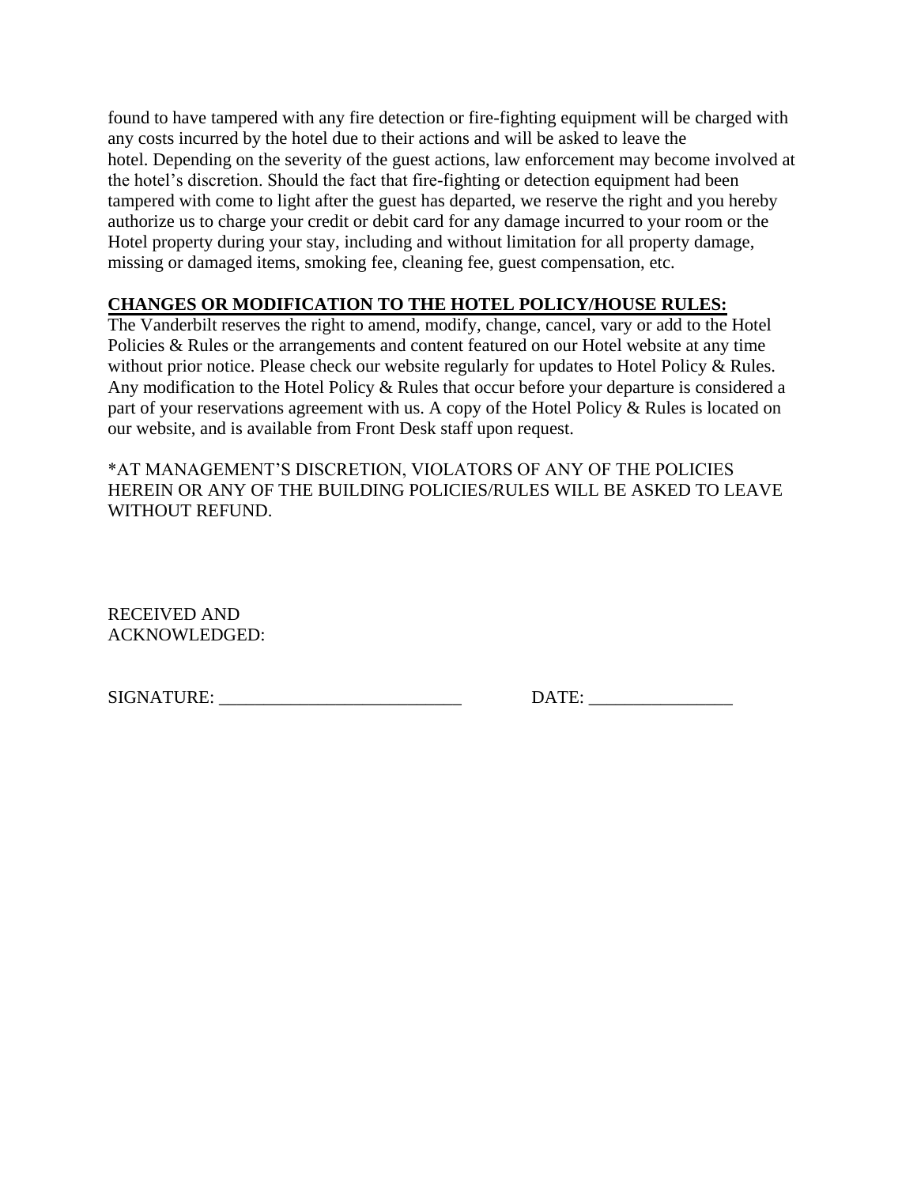found to have tampered with any fire detection or fire-fighting equipment will be charged with any costs incurred by the hotel due to their actions and will be asked to leave the hotel. Depending on the severity of the guest actions, law enforcement may become involved at the hotel's discretion. Should the fact that fire-fighting or detection equipment had been tampered with come to light after the guest has departed, we reserve the right and you hereby authorize us to charge your credit or debit card for any damage incurred to your room or the Hotel property during your stay, including and without limitation for all property damage, missing or damaged items, smoking fee, cleaning fee, guest compensation, etc.

**CHANGES OR MODIFICATION TO THE HOTEL POLICY/HOUSE RULES:**

The Vanderbilt reserves the right to amend, modify, change, cancel, vary or add to the Hotel Policies & Rules or the arrangements and content featured on our Hotel website at any time without prior notice. Please check our website regularly for updates to Hotel Policy & Rules. Any modification to the Hotel Policy & Rules that occur before your departure is considered a part of your reservations agreement with us. A copy of the Hotel Policy & Rules is located on our website, and is available from Front Desk staff upon request.

*AT MANAGEMENT'S DISCRETION, VIOLATORS OF ANY OF THE POLICIES HEREIN OR ANY OF THE BUILDING POLICIES/RULES WILL BE ASKED TO LEAVE WITHOUT REFUND.

RECEIVED AND
ACKNOWLEDGED:

SIGNATURE: ___________________________ DATE: ________________